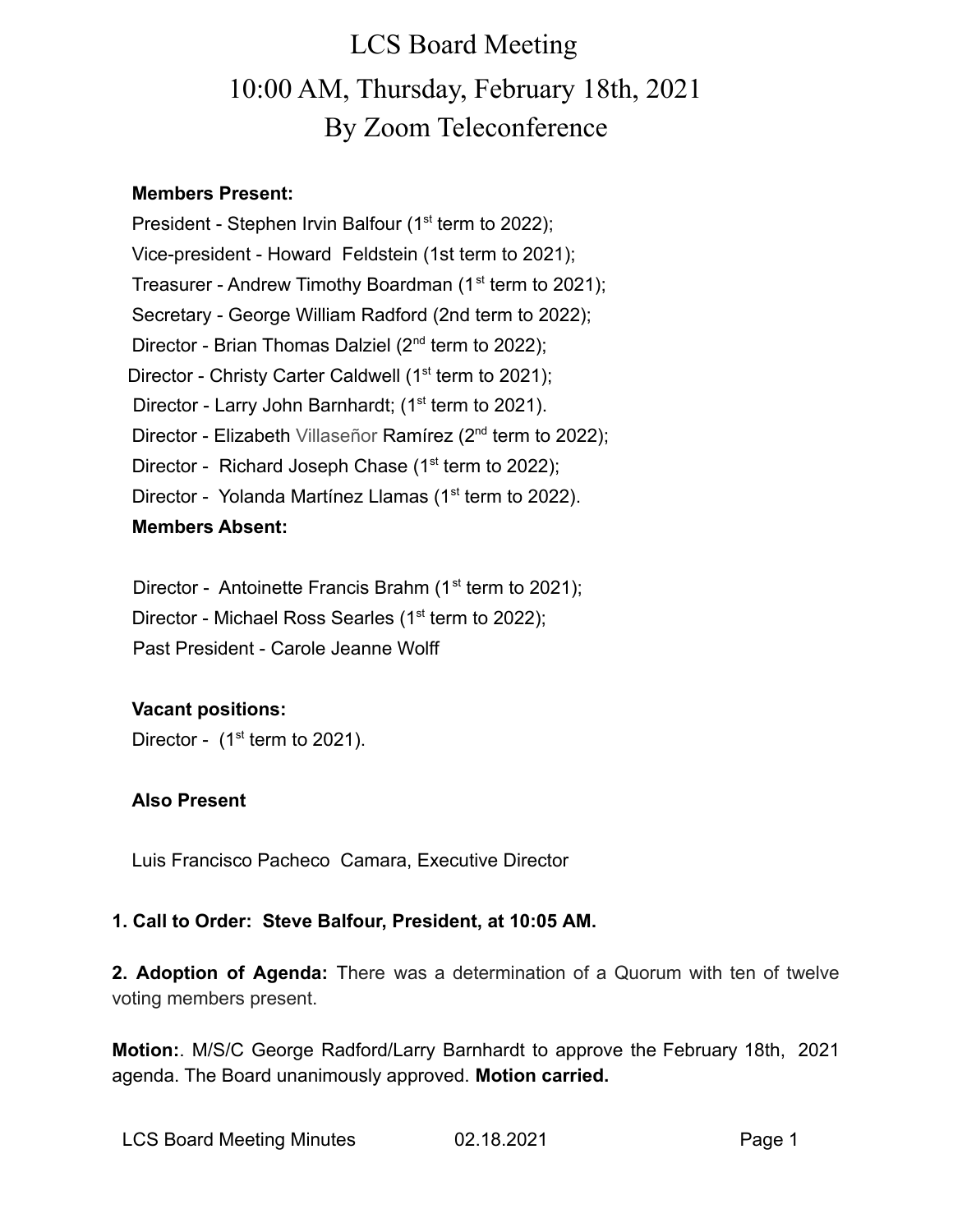# LCS Board Meeting

# 10:00 AM, Thursday, February 18th, 2021

# By Zoom Teleconference

**Members Present:**

President - Stephen Irvin Balfour (1st term to 2022);
Vice-president - Howard Feldstein (1st term to 2021);
Treasurer - Andrew Timothy Boardman (1st term to 2021);
Secretary - George William Radford (2nd term to 2022);
Director - Brian Thomas Dalziel (2nd term to 2022);
Director - Christy Carter Caldwell (1st term to 2021);
Director - Larry John Barnhardt; (1st term to 2021).
Director - Elizabeth Villaseñor Ramírez (2nd term to 2022);
Director - Richard Joseph Chase (1st term to 2022);
Director - Yolanda Martínez Llamas (1st term to 2022).

**Members Absent:**

Director - Antoinette Francis Brahm (1st term to 2021);
Director - Michael Ross Searles (1st term to 2022);
Past President - Carole Jeanne Wolff

**Vacant positions:**

Director - (1st term to 2021).

**Also Present**

Luis Francisco Pacheco Camara, Executive Director

**1. Call to Order: Steve Balfour, President, at 10:05 AM.**

**2. Adoption of Agenda:** There was a determination of a Quorum with ten of twelve voting members present.

**Motion:**. M/S/C George Radford/Larry Barnhardt to approve the February 18th, 2021 agenda. The Board unanimously approved. **Motion carried.**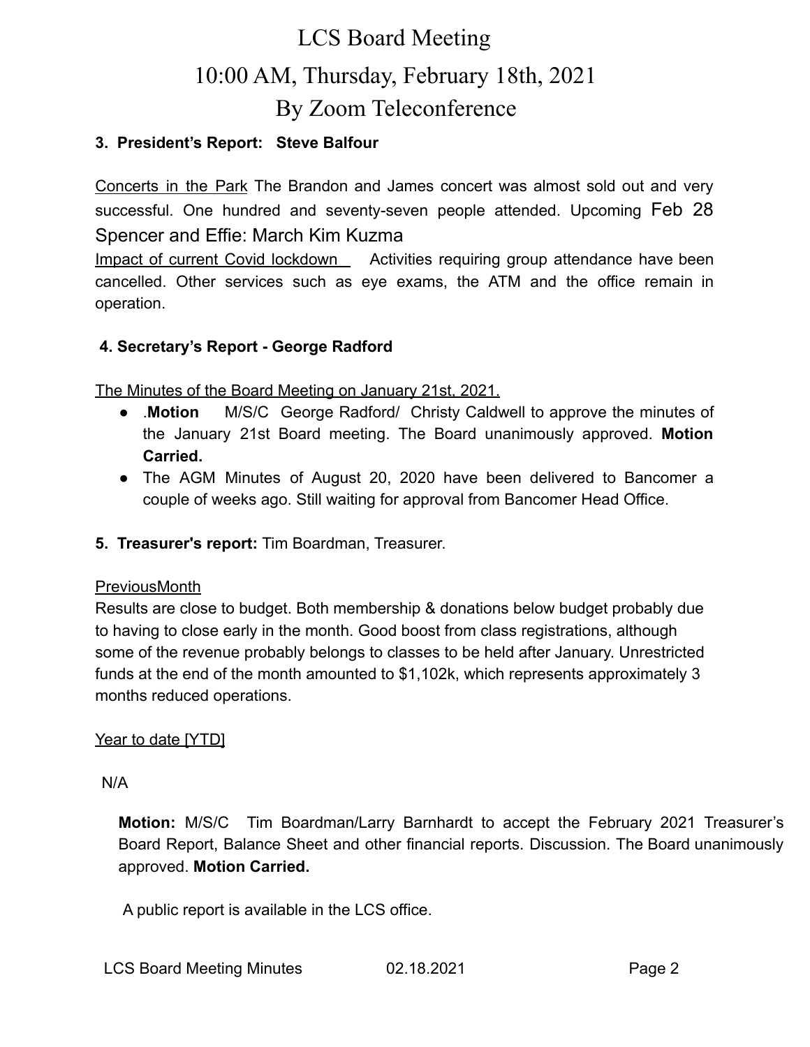# LCS Board Meeting

# 10:00 AM, Thursday, February 18th, 2021

# By Zoom Teleconference

### 3. President's Report: Steve Balfour

Concerts in the Park The Brandon and James concert was almost sold out and very successful. One hundred and seventy-seven people attended. Upcoming Feb 28 Spencer and Effie: March Kim Kuzma

Impact of current Covid lockdown Activities requiring group attendance have been cancelled. Other services such as eye exams, the ATM and the office remain in operation.

### 4. Secretary's Report - George Radford

The Minutes of the Board Meeting on January 21st, 2021.

- .**Motion** M/S/C George Radford/ Christy Caldwell to approve the minutes of the January 21st Board meeting. The Board unanimously approved. **Motion Carried.**
- The AGM Minutes of August 20, 2020 have been delivered to Bancomer a couple of weeks ago. Still waiting for approval from Bancomer Head Office.

### 5. Treasurer's report: Tim Boardman, Treasurer.

PreviousMonth

Results are close to budget. Both membership & donations below budget probably due to having to close early in the month. Good boost from class registrations, although some of the revenue probably belongs to classes to be held after January. Unrestricted funds at the end of the month amounted to $1,102k, which represents approximately 3 months reduced operations.

Year to date [YTD]

N/A

**Motion:** M/S/C Tim Boardman/Larry Barnhardt to accept the February 2021 Treasurer's Board Report, Balance Sheet and other financial reports. Discussion. The Board unanimously approved. **Motion Carried.**

A public report is available in the LCS office.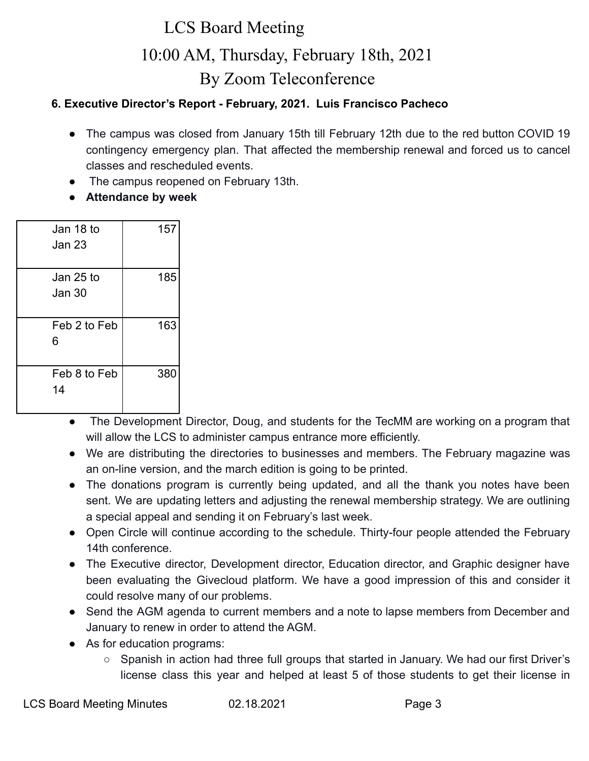# LCS Board Meeting

## 10:00 AM, Thursday, February 18th, 2021

## By Zoom Teleconference

**6. Executive Director's Report - February, 2021. Luis Francisco Pacheco**

- The campus was closed from January 15th till February 12th due to the red button COVID 19 contingency emergency plan. That affected the membership renewal and forced us to cancel classes and rescheduled events.
- The campus reopened on February 13th.
- **Attendance by week**

| Week | Attendance |
|---|---|
| Jan 18 to Jan 23 | 157 |
| Jan 25 to Jan 30 | 185 |
| Feb 2 to Feb 6 | 163 |
| Feb 8 to Feb 14 | 380 |

- The Development Director, Doug, and students for the TecMM are working on a program that will allow the LCS to administer campus entrance more efficiently.
- We are distributing the directories to businesses and members. The February magazine was an on-line version, and the march edition is going to be printed.
- The donations program is currently being updated, and all the thank you notes have been sent. We are updating letters and adjusting the renewal membership strategy. We are outlining a special appeal and sending it on February's last week.
- Open Circle will continue according to the schedule. Thirty-four people attended the February 14th conference.
- The Executive director, Development director, Education director, and Graphic designer have been evaluating the Givecloud platform. We have a good impression of this and consider it could resolve many of our problems.
- Send the AGM agenda to current members and a note to lapse members from December and January to renew in order to attend the AGM.
- As for education programs:
  - Spanish in action had three full groups that started in January. We had our first Driver's license class this year and helped at least 5 of those students to get their license in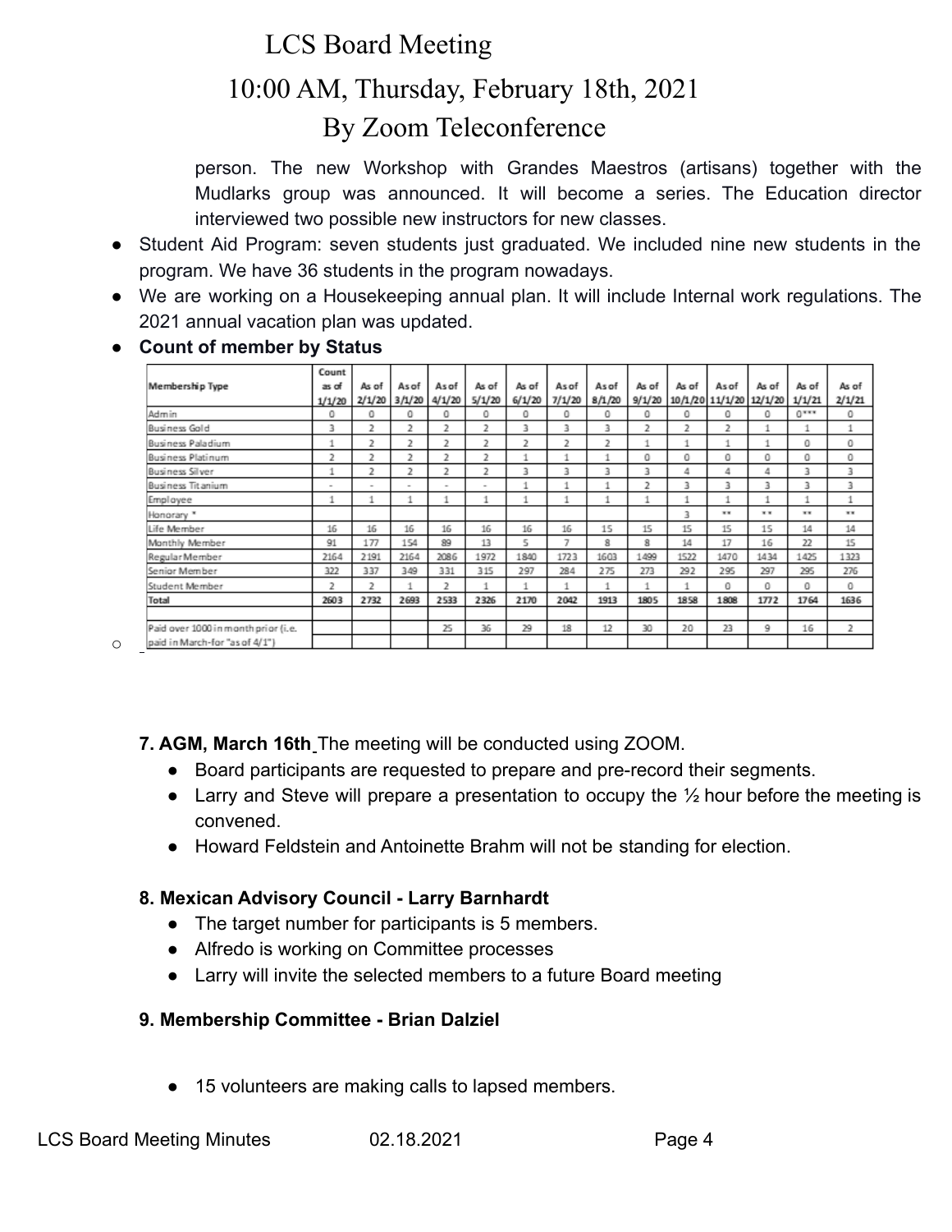person. The new Workshop with Grandes Maestros (artisans) together with the Mudlarks group was announced. It will become a series. The Education director interviewed two possible new instructors for new classes.

- Student Aid Program: seven students just graduated. We included nine new students in the program. We have 36 students in the program nowadays.
- We are working on a Housekeeping annual plan. It will include Internal work regulations. The 2021 annual vacation plan was updated.
- **Count of member by Status**

| Membership Type | Count as of 1/1/20 | As of 2/1/20 | As of 3/1/20 | As of 4/1/20 | As of 5/1/20 | As of 6/1/20 | As of 7/1/20 | As of 8/1/20 | As of 9/1/20 | As of 10/1/20 | As of 11/1/20 | As of 12/1/20 | As of 1/1/21 | As of 2/1/21 |
|---|---|---|---|---|---|---|---|---|---|---|---|---|---|---|
| Admin | 0 | 0 | 0 | 0 | 0 | 0 | 0 | 0 | 0 | 0 | 0 | 0 | 0*** | 0 |
| Business Gold | 3 | 2 | 2 | 2 | 2 | 3 | 3 | 3 | 2 | 2 | 2 | 1 | 1 | 1 |
| Business Paladium | 1 | 2 | 2 | 2 | 2 | 2 | 2 | 2 | 1 | 1 | 1 | 1 | 0 | 0 |
| Business Platinum | 2 | 2 | 2 | 2 | 2 | 1 | 1 | 1 | 0 | 0 | 0 | 0 | 0 | 0 |
| Business Silver | 1 | 2 | 2 | 2 | 2 | 3 | 3 | 3 | 3 | 4 | 4 | 4 | 3 | 3 |
| Business Titanium | - | - | - | - | - | 1 | 1 | 1 | 2 | 3 | 3 | 3 | 3 | 3 |
| Employee | 1 | 1 | 1 | 1 | 1 | 1 | 1 | 1 | 1 | 1 | 1 | 1 | 1 | 1 |
| Honorary * | | | | | | | | | | 3 | ** | ** | ** | ** |
| Life Member | 16 | 16 | 16 | 16 | 16 | 16 | 16 | 15 | 15 | 15 | 15 | 15 | 14 | 14 |
| Monthly Member | 91 | 177 | 154 | 89 | 13 | 5 | 7 | 8 | 8 | 14 | 17 | 16 | 22 | 15 |
| Regular Member | 2164 | 2191 | 2164 | 2086 | 1972 | 1840 | 1723 | 1603 | 1499 | 1522 | 1470 | 1434 | 1425 | 1323 |
| Senior Member | 322 | 337 | 349 | 331 | 315 | 297 | 284 | 275 | 273 | 292 | 295 | 297 | 295 | 276 |
| Student Member | 2 | 2 | 1 | 2 | 1 | 1 | 1 | 1 | 1 | 1 | 0 | 0 | 0 | 0 |
| Total | 2603 | 2732 | 2693 | 2533 | 2326 | 2170 | 2042 | 1913 | 1805 | 1858 | 1808 | 1772 | 1764 | 1636 |
| | | | | | | | | | | | | | | |
| Paid over 1000 in month prior (i.e. paid in March-for "as of 4/1") | | | | 25 | 36 | 29 | 18 | 12 | 30 | 20 | 23 | 9 | 16 | 2 |

**7. AGM, March 16th** The meeting will be conducted using ZOOM.

- Board participants are requested to prepare and pre-record their segments.
- Larry and Steve will prepare a presentation to occupy the ½ hour before the meeting is convened.
- Howard Feldstein and Antoinette Brahm will not be standing for election.

**8. Mexican Advisory Council - Larry Barnhardt**

- The target number for participants is 5 members.
- Alfredo is working on Committee processes
- Larry will invite the selected members to a future Board meeting

**9. Membership Committee - Brian Dalziel**

- 15 volunteers are making calls to lapsed members.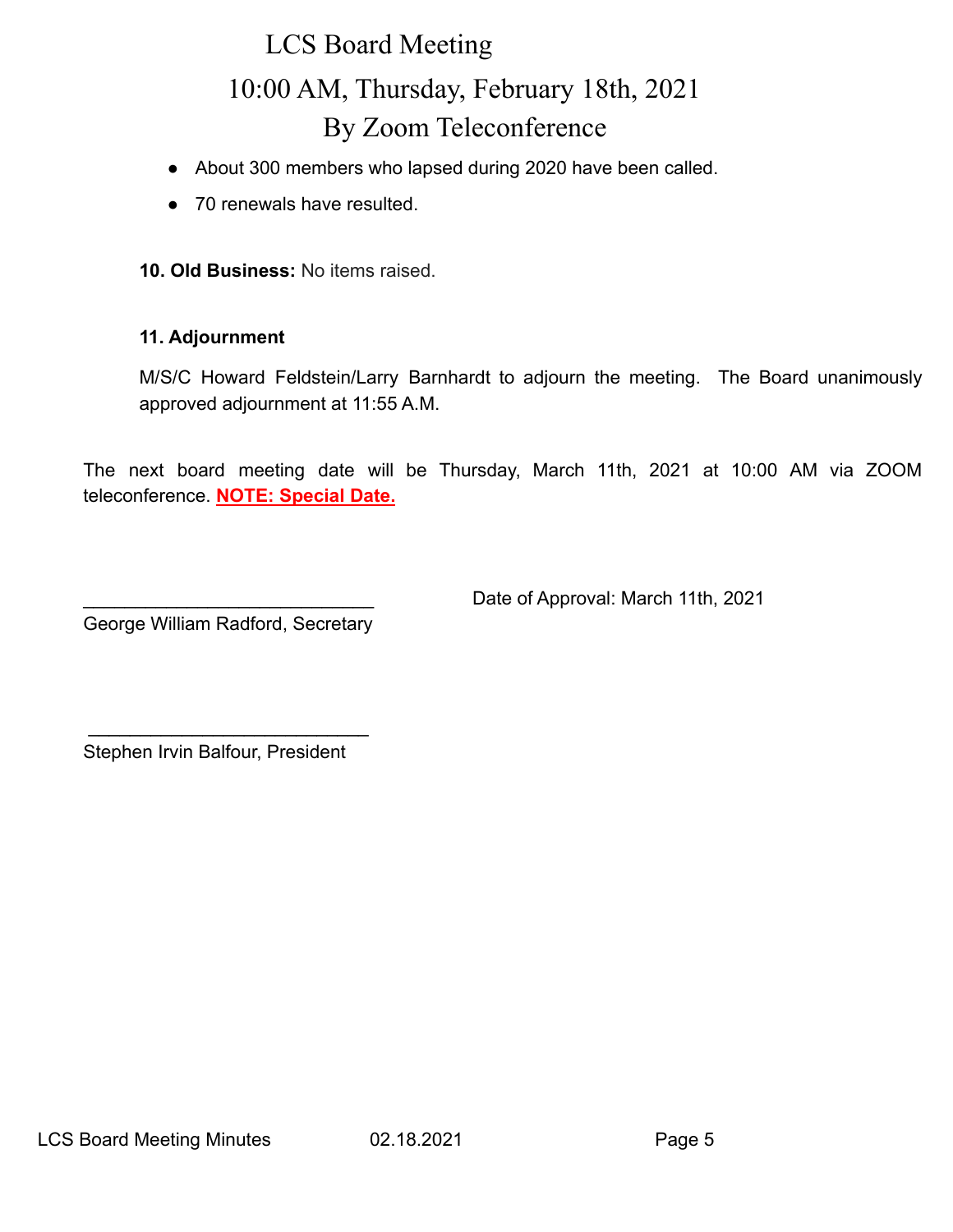- About 300 members who lapsed during 2020 have been called.
- 70 renewals have resulted.

**10. Old Business:** No items raised.

**11. Adjournment**

M/S/C Howard Feldstein/Larry Barnhardt to adjourn the meeting. The Board unanimously approved adjournment at 11:55 A.M.

The next board meeting date will be Thursday, March 11th, 2021 at 10:00 AM via ZOOM teleconference. **NOTE: Special Date.**

___________________________
George William Radford, Secretary

Date of Approval: March 11th, 2021

___________________________
Stephen Irvin Balfour, President